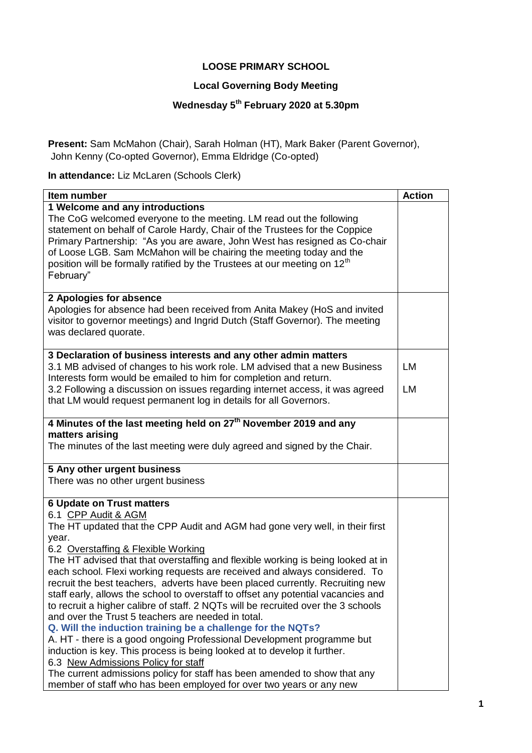**LOOSE PRIMARY SCHOOL**

**Local Governing Body Meeting**

**Wednesday 5th February 2020 at 5.30pm**

**Present:** Sam McMahon (Chair), Sarah Holman (HT), Mark Baker (Parent Governor), John Kenny (Co-opted Governor), Emma Eldridge (Co-opted)

**In attendance:** Liz McLaren (Schools Clerk)

| Item number | Action |
|---|---|
| **1 Welcome and any introductions**<br>The CoG welcomed everyone to the meeting. LM read out the following statement on behalf of Carole Hardy, Chair of the Trustees for the Coppice Primary Partnership: "As you are aware, John West has resigned as Co-chair of Loose LGB. Sam McMahon will be chairing the meeting today and the position will be formally ratified by the Trustees at our meeting on 12th February" | |
| **2 Apologies for absence**<br>Apologies for absence had been received from Anita Makey (HoS and invited visitor to governor meetings) and Ingrid Dutch (Staff Governor). The meeting was declared quorate. | |
| **3 Declaration of business interests and any other admin matters**<br>3.1 MB advised of changes to his work role. LM advised that a new Business Interests form would be emailed to him for completion and return.<br>3.2 Following a discussion on issues regarding internet access, it was agreed that LM would request permanent log in details for all Governors. | LM<br><br>LM |
| **4 Minutes of the last meeting held on 27th November 2019 and any matters arising**<br>The minutes of the last meeting were duly agreed and signed by the Chair. | |
| **5 Any other urgent business**<br>There was no other urgent business | |
| **6 Update on Trust matters**<br>6.1 CPP Audit & AGM<br>The HT updated that the CPP Audit and AGM had gone very well, in their first year.<br>6.2 Overstaffing & Flexible Working<br>The HT advised that that overstaffing and flexible working is being looked at in each school. Flexi working requests are received and always considered. To recruit the best teachers, adverts have been placed currently. Recruiting new staff early, allows the school to overstaff to offset any potential vacancies and to recruit a higher calibre of staff. 2 NQTs will be recruited over the 3 schools and over the Trust 5 teachers are needed in total.<br>**Q. Will the induction training be a challenge for the NQTs?**<br>A. HT - there is a good ongoing Professional Development programme but induction is key. This process is being looked at to develop it further.<br>6.3 New Admissions Policy for staff<br>The current admissions policy for staff has been amended to show that any member of staff who has been employed for over two years or any new | |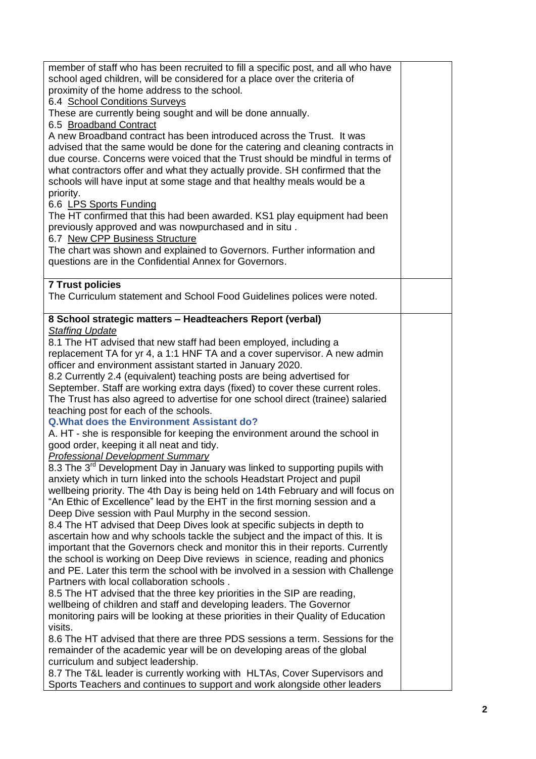| | |
|---|---|
| member of staff who has been recruited to fill a specific post, and all who have school aged children, will be considered for a place over the criteria of proximity of the home address to the school.<br>6.4 <u>School Conditions Surveys</u><br>These are currently being sought and will be done annually.<br>6.5 <u>Broadband Contract</u><br>A new Broadband contract has been introduced across the Trust. It was advised that the same would be done for the catering and cleaning contracts in due course. Concerns were voiced that the Trust should be mindful in terms of what contractors offer and what they actually provide. SH confirmed that the schools will have input at some stage and that healthy meals would be a priority.<br>6.6 <u>LPS Sports Funding</u><br>The HT confirmed that this had been awarded. KS1 play equipment had been previously approved and was nowpurchased and in situ .<br>6.7 <u>New CPP Business Structure</u><br>The chart was shown and explained to Governors. Further information and questions are in the Confidential Annex for Governors. | |
| **7 Trust policies**<br>The Curriculum statement and School Food Guidelines polices were noted. | |
| **8 School strategic matters – Headteachers Report (verbal)**<br>*<u>Staffing Update</u>*<br>8.1 The HT advised that new staff had been employed, including a replacement TA for yr 4, a 1:1 HNF TA and a cover supervisor. A new admin officer and environment assistant started in January 2020.<br>8.2 Currently 2.4 (equivalent) teaching posts are being advertised for September. Staff are working extra days (fixed) to cover these current roles. The Trust has also agreed to advertise for one school direct (trainee) salaried teaching post for each of the schools.<br>**Q.What does the Environment Assistant do?**<br>A. HT - she is responsible for keeping the environment around the school in good order, keeping it all neat and tidy.<br>*<u>Professional Development Summary</u>*<br>8.3 The 3rd Development Day in January was linked to supporting pupils with anxiety which in turn linked into the schools Headstart Project and pupil wellbeing priority. The 4th Day is being held on 14th February and will focus on "An Ethic of Excellence" lead by the EHT in the first morning session and a Deep Dive session with Paul Murphy in the second session.<br>8.4 The HT advised that Deep Dives look at specific subjects in depth to ascertain how and why schools tackle the subject and the impact of this. It is important that the Governors check and monitor this in their reports. Currently the school is working on Deep Dive reviews in science, reading and phonics and PE. Later this term the school with be involved in a session with Challenge Partners with local collaboration schools .<br>8.5 The HT advised that the three key priorities in the SIP are reading, wellbeing of children and staff and developing leaders. The Governor monitoring pairs will be looking at these priorities in their Quality of Education visits.<br>8.6 The HT advised that there are three PDS sessions a term. Sessions for the remainder of the academic year will be on developing areas of the global curriculum and subject leadership.<br>8.7 The T&L leader is currently working with HLTAs, Cover Supervisors and Sports Teachers and continues to support and work alongside other leaders | |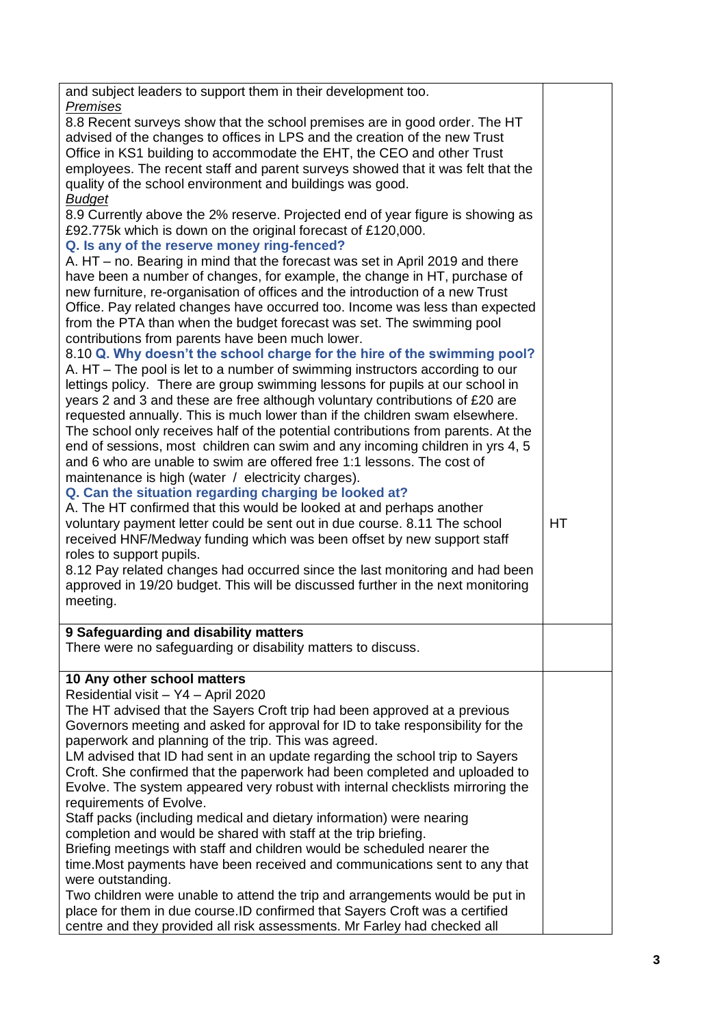| | |
|---|---|
| and subject leaders to support them in their development too.<br>*Premises*<br>8.8 Recent surveys show that the school premises are in good order. The HT advised of the changes to offices in LPS and the creation of the new Trust Office in KS1 building to accommodate the EHT, the CEO and other Trust employees. The recent staff and parent surveys showed that it was felt that the quality of the school environment and buildings was good.<br>*Budget*<br>8.9 Currently above the 2% reserve. Projected end of year figure is showing as £92.775k which is down on the original forecast of £120,000.<br>**Q. Is any of the reserve money ring-fenced?**<br>A. HT – no. Bearing in mind that the forecast was set in April 2019 and there have been a number of changes, for example, the change in HT, purchase of new furniture, re-organisation of offices and the introduction of a new Trust Office. Pay related changes have occurred too. Income was less than expected from the PTA than when the budget forecast was set. The swimming pool contributions from parents have been much lower.<br>8.10 **Q. Why doesn't the school charge for the hire of the swimming pool?**<br>A. HT – The pool is let to a number of swimming instructors according to our lettings policy. There are group swimming lessons for pupils at our school in years 2 and 3 and these are free although voluntary contributions of £20 are requested annually. This is much lower than if the children swam elsewhere. The school only receives half of the potential contributions from parents. At the end of sessions, most children can swim and any incoming children in yrs 4, 5 and 6 who are unable to swim are offered free 1:1 lessons. The cost of maintenance is high (water / electricity charges).<br>**Q. Can the situation regarding charging be looked at?**<br>A. The HT confirmed that this would be looked at and perhaps another voluntary payment letter could be sent out in due course. 8.11 The school received HNF/Medway funding which was been offset by new support staff roles to support pupils.<br>8.12 Pay related changes had occurred since the last monitoring and had been approved in 19/20 budget. This will be discussed further in the next monitoring meeting. | HT |
| **9 Safeguarding and disability matters**<br>There were no safeguarding or disability matters to discuss. | |
| **10 Any other school matters**<br>Residential visit – Y4 – April 2020<br>The HT advised that the Sayers Croft trip had been approved at a previous Governors meeting and asked for approval for ID to take responsibility for the paperwork and planning of the trip. This was agreed.<br>LM advised that ID had sent in an update regarding the school trip to Sayers Croft. She confirmed that the paperwork had been completed and uploaded to Evolve. The system appeared very robust with internal checklists mirroring the requirements of Evolve.<br>Staff packs (including medical and dietary information) were nearing completion and would be shared with staff at the trip briefing.<br>Briefing meetings with staff and children would be scheduled nearer the time.Most payments have been received and communications sent to any that were outstanding.<br>Two children were unable to attend the trip and arrangements would be put in place for them in due course.ID confirmed that Sayers Croft was a certified centre and they provided all risk assessments. Mr Farley had checked all | |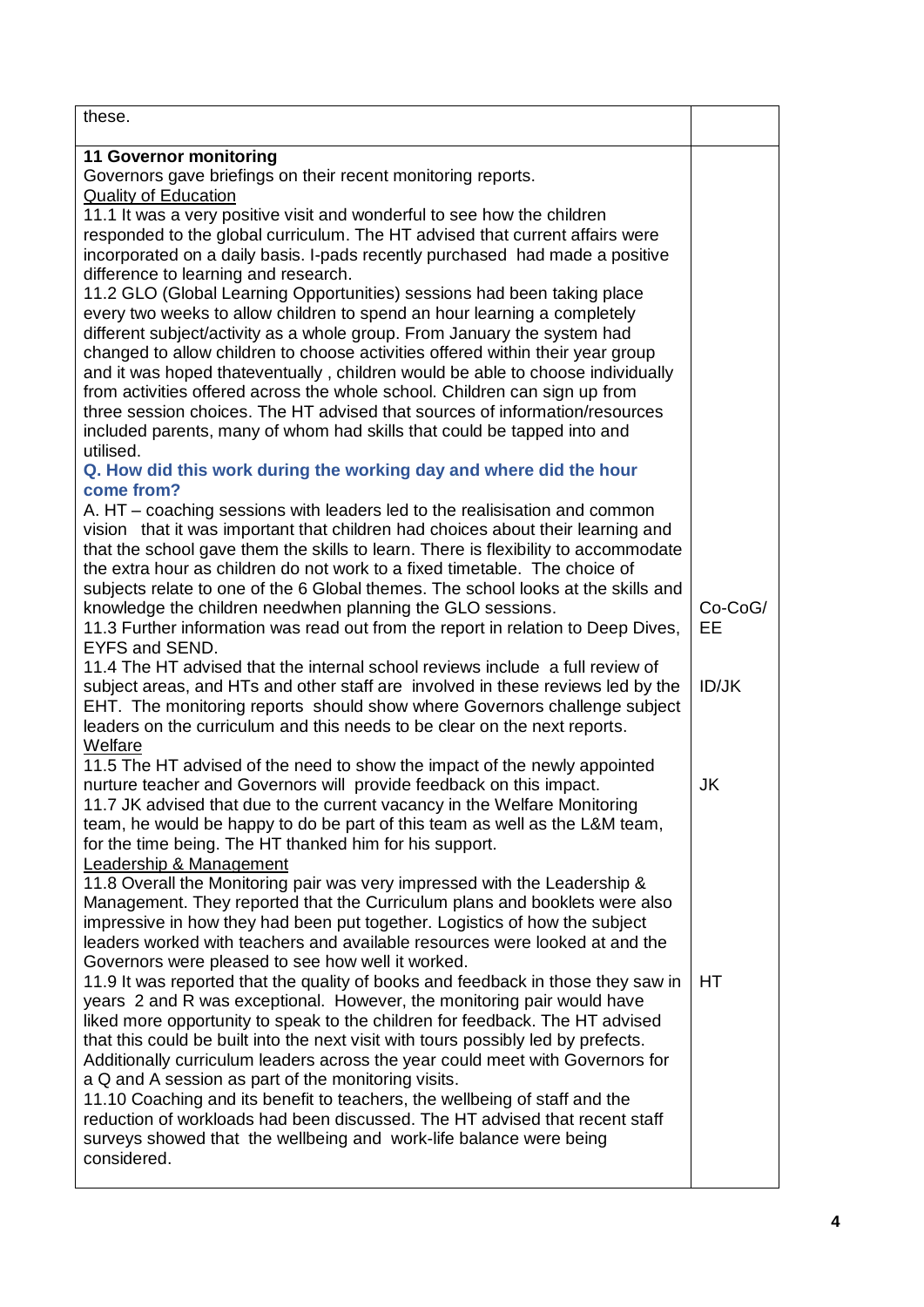| | |
|---|---|
| these. | |
| **11 Governor monitoring**<br>Governors gave briefings on their recent monitoring reports.<br>Quality of Education<br>11.1 It was a very positive visit and wonderful to see how the children responded to the global curriculum. The HT advised that current affairs were incorporated on a daily basis. I-pads recently purchased had made a positive difference to learning and research.<br>11.2 GLO (Global Learning Opportunities) sessions had been taking place every two weeks to allow children to spend an hour learning a completely different subject/activity as a whole group. From January the system had changed to allow children to choose activities offered within their year group and it was hoped thateventually , children would be able to choose individually from activities offered across the whole school. Children can sign up from three session choices. The HT advised that sources of information/resources included parents, many of whom had skills that could be tapped into and utilised.<br>**Q. How did this work during the working day and where did the hour come from?**<br>A. HT – coaching sessions with leaders led to the realisisation and common vision that it was important that children had choices about their learning and that the school gave them the skills to learn. There is flexibility to accommodate the extra hour as children do not work to a fixed timetable. The choice of subjects relate to one of the 6 Global themes. The school looks at the skills and knowledge the children needwhen planning the GLO sessions.<br>11.3 Further information was read out from the report in relation to Deep Dives, EYFS and SEND.<br>11.4 The HT advised that the internal school reviews include a full review of subject areas, and HTs and other staff are involved in these reviews led by the EHT. The monitoring reports should show where Governors challenge subject leaders on the curriculum and this needs to be clear on the next reports.<br>Welfare<br>11.5 The HT advised of the need to show the impact of the newly appointed nurture teacher and Governors will provide feedback on this impact.<br>11.7 JK advised that due to the current vacancy in the Welfare Monitoring team, he would be happy to do be part of this team as well as the L&M team, for the time being. The HT thanked him for his support.<br>Leadership & Management<br>11.8 Overall the Monitoring pair was very impressed with the Leadership & Management. They reported that the Curriculum plans and booklets were also impressive in how they had been put together. Logistics of how the subject leaders worked with teachers and available resources were looked at and the Governors were pleased to see how well it worked.<br>11.9 It was reported that the quality of books and feedback in those they saw in years 2 and R was exceptional. However, the monitoring pair would have liked more opportunity to speak to the children for feedback. The HT advised that this could be built into the next visit with tours possibly led by prefects. Additionally curriculum leaders across the year could meet with Governors for a Q and A session as part of the monitoring visits.<br>11.10 Coaching and its benefit to teachers, the wellbeing of staff and the reduction of workloads had been discussed. The HT advised that recent staff surveys showed that the wellbeing and work-life balance were being considered. | Co-CoG/ EE<br><br>ID/JK<br><br>JK<br><br>HT |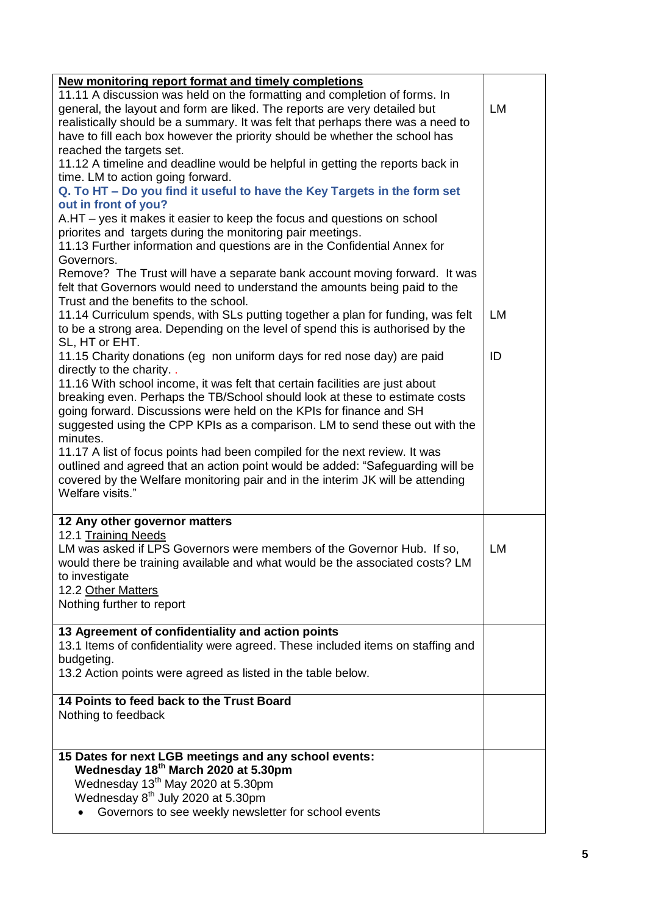| | |
|---|---|
| <u>**New monitoring report format and timely completions**</u><br>11.11 A discussion was held on the formatting and completion of forms. In general, the layout and form are liked. The reports are very detailed but realistically should be a summary. It was felt that perhaps there was a need to have to fill each box however the priority should be whether the school has reached the targets set.<br>11.12 A timeline and deadline would be helpful in getting the reports back in time. LM to action going forward.<br>**Q. To HT – Do you find it useful to have the Key Targets in the form set out in front of you?**<br>A.HT – yes it makes it easier to keep the focus and questions on school priorites and targets during the monitoring pair meetings.<br>11.13 Further information and questions are in the Confidential Annex for Governors.<br>Remove? The Trust will have a separate bank account moving forward. It was felt that Governors would need to understand the amounts being paid to the Trust and the benefits to the school.<br>11.14 Curriculum spends, with SLs putting together a plan for funding, was felt to be a strong area. Depending on the level of spend this is authorised by the SL, HT or EHT.<br>11.15 Charity donations (eg non uniform days for red nose day) are paid directly to the charity. .<br>11.16 With school income, it was felt that certain facilities are just about breaking even. Perhaps the TB/School should look at these to estimate costs going forward. Discussions were held on the KPIs for finance and SH suggested using the CPP KPIs as a comparison. LM to send these out with the minutes.<br>11.17 A list of focus points had been compiled for the next review. It was outlined and agreed that an action point would be added: "Safeguarding will be covered by the Welfare monitoring pair and in the interim JK will be attending Welfare visits." | LM<br><br>LM<br><br>ID |
| **12 Any other governor matters**<br>12.1 <u>Training Needs</u><br>LM was asked if LPS Governors were members of the Governor Hub. If so, would there be training available and what would be the associated costs? LM to investigate<br>12.2 <u>Other Matters</u><br>Nothing further to report | LM |
| **13 Agreement of confidentiality and action points**<br>13.1 Items of confidentiality were agreed. These included items on staffing and budgeting.<br>13.2 Action points were agreed as listed in the table below. | |
| **14 Points to feed back to the Trust Board**<br>Nothing to feedback | |
| **15 Dates for next LGB meetings and any school events:**<br>**Wednesday 18th March 2020 at 5.30pm**<br>Wednesday 13th May 2020 at 5.30pm<br>Wednesday 8th July 2020 at 5.30pm<br>• Governors to see weekly newsletter for school events | |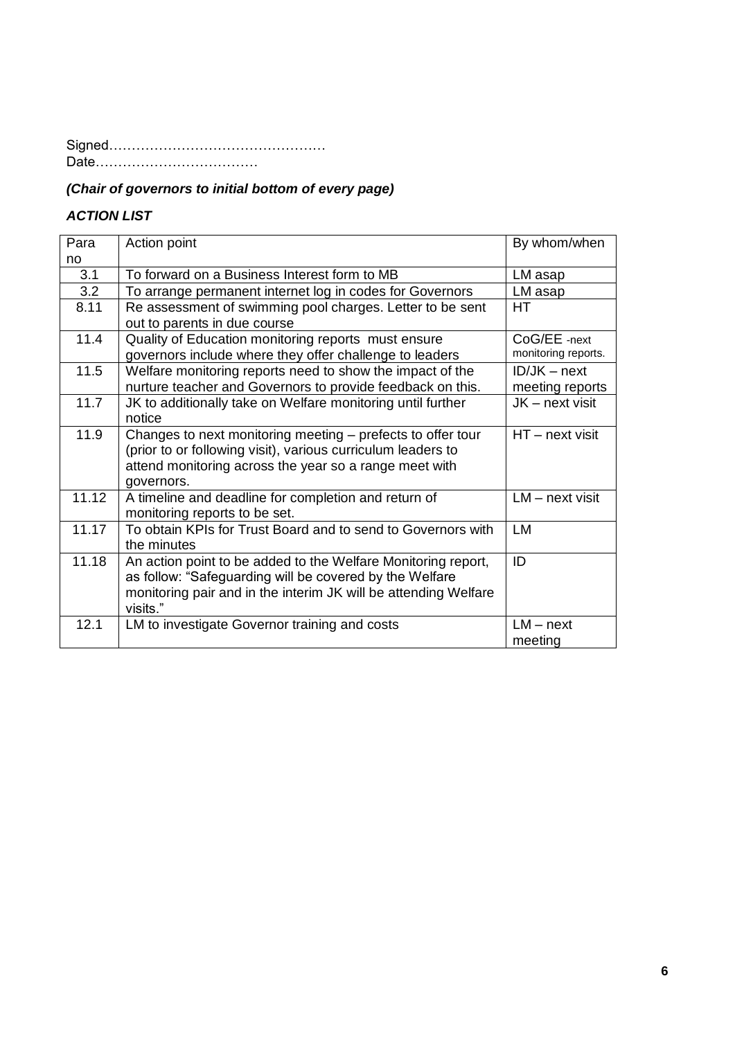Signed…………………………………………
Date………………………………

***(Chair of governors to initial bottom of every page)***

***ACTION LIST***

| Para no | Action point | By whom/when |
|---|---|---|
| 3.1 | To forward on a Business Interest form to MB | LM asap |
| 3.2 | To arrange permanent internet log in codes for Governors | LM asap |
| 8.11 | Re assessment of swimming pool charges. Letter to be sent out to parents in due course | HT |
| 11.4 | Quality of Education monitoring reports must ensure governors include where they offer challenge to leaders | CoG/EE -next monitoring reports. |
| 11.5 | Welfare monitoring reports need to show the impact of the nurture teacher and Governors to provide feedback on this. | ID/JK – next meeting reports |
| 11.7 | JK to additionally take on Welfare monitoring until further notice | JK – next visit |
| 11.9 | Changes to next monitoring meeting – prefects to offer tour (prior to or following visit), various curriculum leaders to attend monitoring across the year so a range meet with governors. | HT – next visit |
| 11.12 | A timeline and deadline for completion and return of monitoring reports to be set. | LM – next visit |
| 11.17 | To obtain KPIs for Trust Board and to send to Governors with the minutes | LM |
| 11.18 | An action point to be added to the Welfare Monitoring report, as follow: "Safeguarding will be covered by the Welfare monitoring pair and in the interim JK will be attending Welfare visits." | ID |
| 12.1 | LM to investigate Governor training and costs | LM – next meeting |